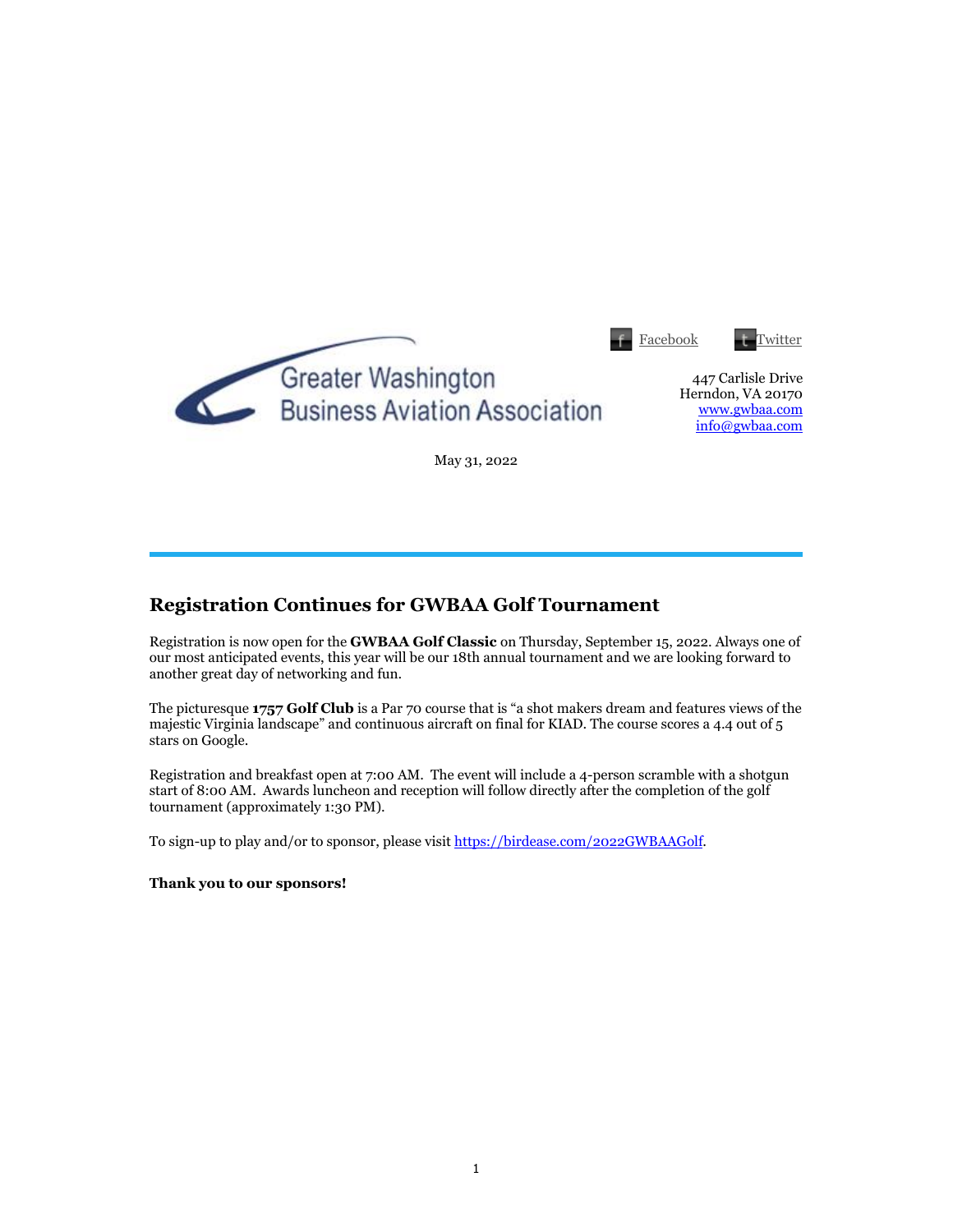Greater Washington Business Aviation Association

[Facebook](#) [Twitter](#)

447 Carlisle Drive
Herndon, VA 20170
[www.gwbaa.com](http://www.gwbaa.com)
[info@gwbaa.com](mailto:info@gwbaa.com)

May 31, 2022

---

## Registration Continues for GWBAA Golf Tournament

Registration is now open for the **GWBAA Golf Classic** on Thursday, September 15, 2022. Always one of our most anticipated events, this year will be our 18th annual tournament and we are looking forward to another great day of networking and fun.

The picturesque **1757 Golf Club** is a Par 70 course that is "a shot makers dream and features views of the majestic Virginia landscape" and continuous aircraft on final for KIAD. The course scores a 4.4 out of 5 stars on Google.

Registration and breakfast open at 7:00 AM. The event will include a 4-person scramble with a shotgun start of 8:00 AM. Awards luncheon and reception will follow directly after the completion of the golf tournament (approximately 1:30 PM).

To sign-up to play and/or to sponsor, please visit [https://birdease.com/2022GWBAAGolf](https://birdease.com/2022GWBAAGolf).

**Thank you to our sponsors!**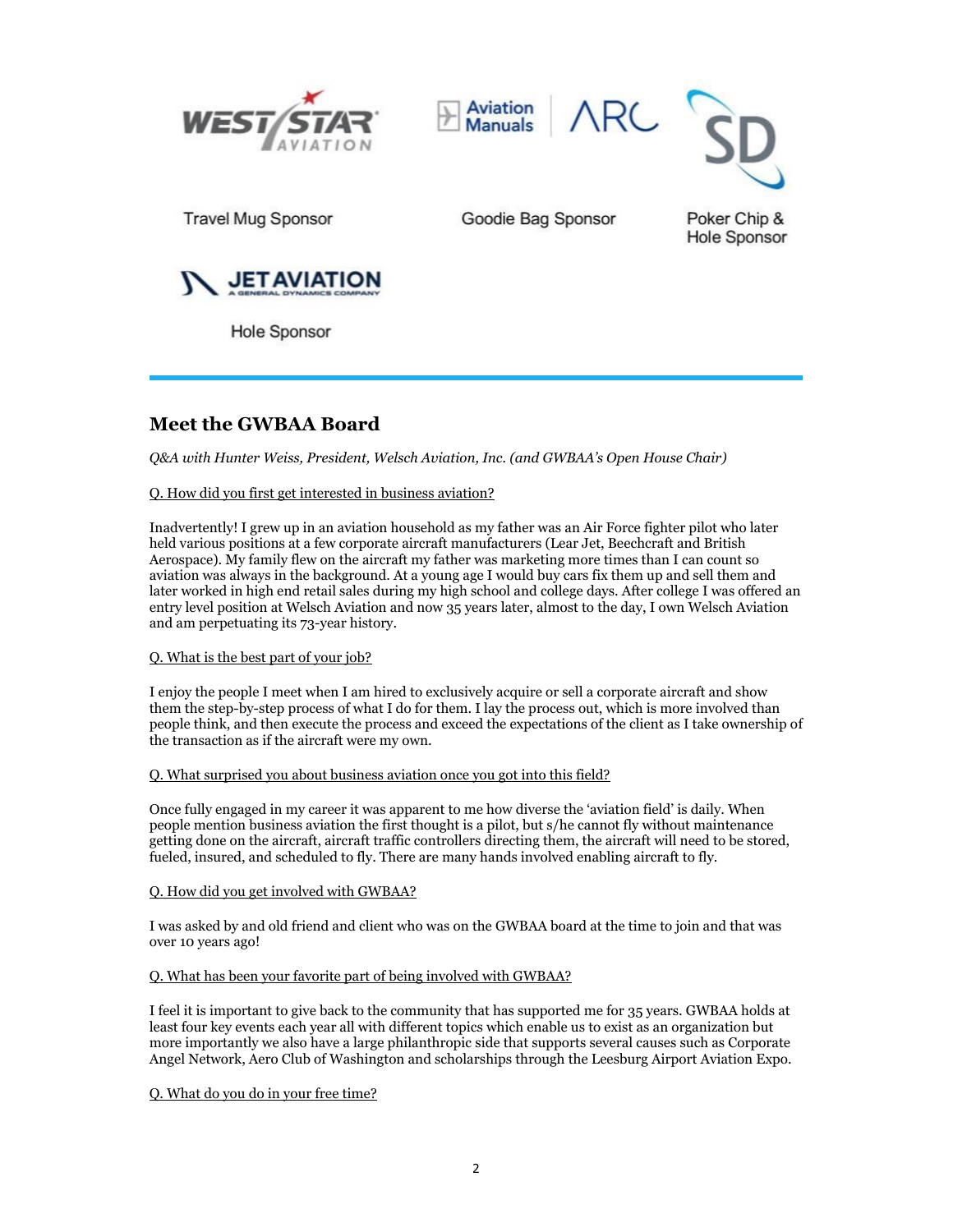WEST STAR AVIATION

Travel Mug Sponsor

Aviation Manuals | ARC

Goodie Bag Sponsor

SD

Poker Chip & Hole Sponsor

JET AVIATION
A GENERAL DYNAMICS COMPANY

Hole Sponsor

---

## Meet the GWBAA Board

*Q&A with Hunter Weiss, President, Welsch Aviation, Inc. (and GWBAA's Open House Chair)*

Q. How did you first get interested in business aviation?

Inadvertently! I grew up in an aviation household as my father was an Air Force fighter pilot who later held various positions at a few corporate aircraft manufacturers (Lear Jet, Beechcraft and British Aerospace). My family flew on the aircraft my father was marketing more times than I can count so aviation was always in the background. At a young age I would buy cars fix them up and sell them and later worked in high end retail sales during my high school and college days. After college I was offered an entry level position at Welsch Aviation and now 35 years later, almost to the day, I own Welsch Aviation and am perpetuating its 73-year history.

Q. What is the best part of your job?

I enjoy the people I meet when I am hired to exclusively acquire or sell a corporate aircraft and show them the step-by-step process of what I do for them. I lay the process out, which is more involved than people think, and then execute the process and exceed the expectations of the client as I take ownership of the transaction as if the aircraft were my own.

Q. What surprised you about business aviation once you got into this field?

Once fully engaged in my career it was apparent to me how diverse the 'aviation field' is daily. When people mention business aviation the first thought is a pilot, but s/he cannot fly without maintenance getting done on the aircraft, aircraft traffic controllers directing them, the aircraft will need to be stored, fueled, insured, and scheduled to fly. There are many hands involved enabling aircraft to fly.

Q. How did you get involved with GWBAA?

I was asked by and old friend and client who was on the GWBAA board at the time to join and that was over 10 years ago!

Q. What has been your favorite part of being involved with GWBAA?

I feel it is important to give back to the community that has supported me for 35 years. GWBAA holds at least four key events each year all with different topics which enable us to exist as an organization but more importantly we also have a large philanthropic side that supports several causes such as Corporate Angel Network, Aero Club of Washington and scholarships through the Leesburg Airport Aviation Expo.

Q. What do you do in your free time?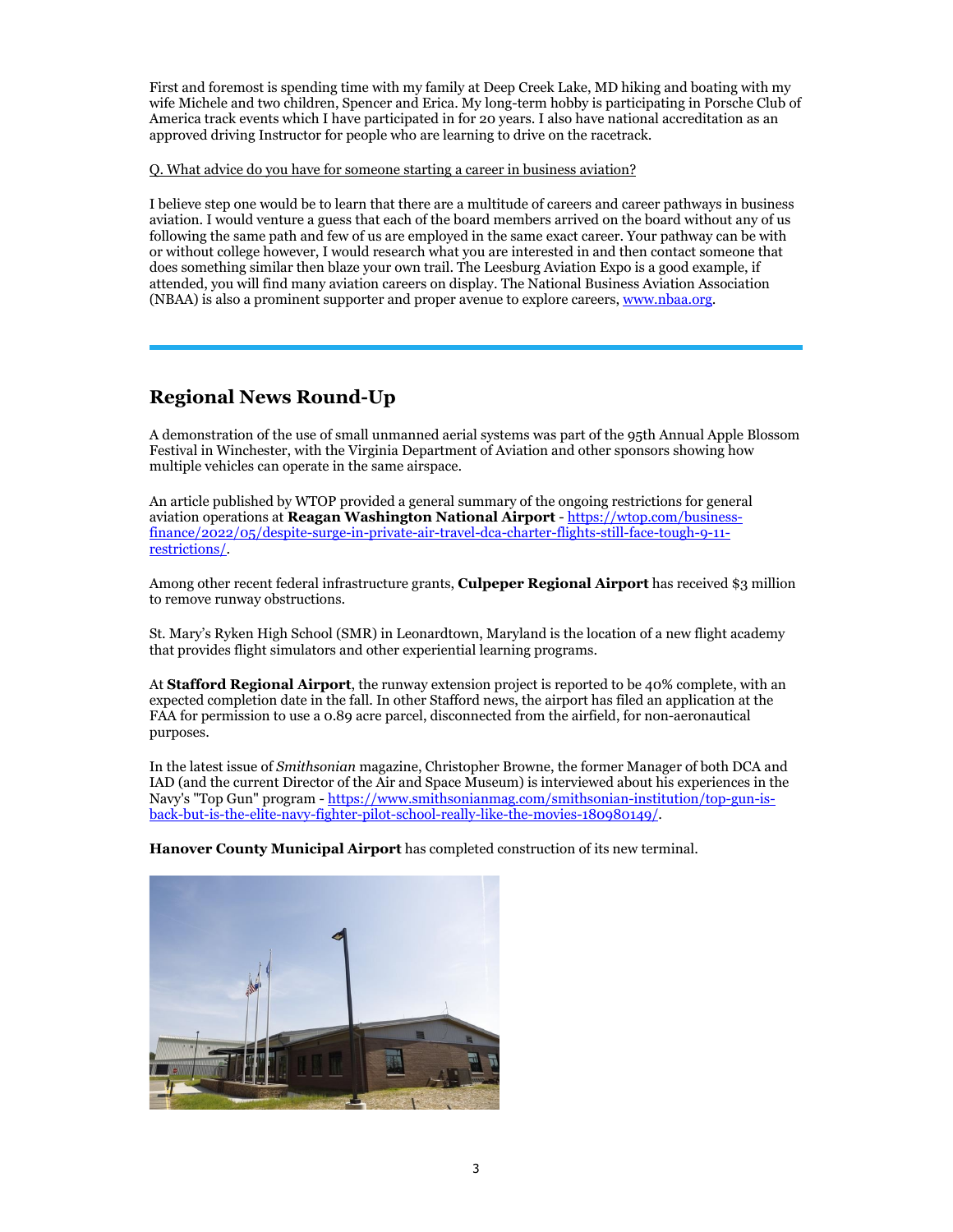First and foremost is spending time with my family at Deep Creek Lake, MD hiking and boating with my wife Michele and two children, Spencer and Erica. My long-term hobby is participating in Porsche Club of America track events which I have participated in for 20 years. I also have national accreditation as an approved driving Instructor for people who are learning to drive on the racetrack.

Q. What advice do you have for someone starting a career in business aviation?

I believe step one would be to learn that there are a multitude of careers and career pathways in business aviation. I would venture a guess that each of the board members arrived on the board without any of us following the same path and few of us are employed in the same exact career. Your pathway can be with or without college however, I would research what you are interested in and then contact someone that does something similar then blaze your own trail. The Leesburg Aviation Expo is a good example, if attended, you will find many aviation careers on display. The National Business Aviation Association (NBAA) is also a prominent supporter and proper avenue to explore careers, www.nbaa.org.

---

## Regional News Round-Up

A demonstration of the use of small unmanned aerial systems was part of the 95th Annual Apple Blossom Festival in Winchester, with the Virginia Department of Aviation and other sponsors showing how multiple vehicles can operate in the same airspace.

An article published by WTOP provided a general summary of the ongoing restrictions for general aviation operations at **Reagan Washington National Airport** - https://wtop.com/business-finance/2022/05/despite-surge-in-private-air-travel-dca-charter-flights-still-face-tough-9-11-restrictions/.

Among other recent federal infrastructure grants, **Culpeper Regional Airport** has received $3 million to remove runway obstructions.

St. Mary's Ryken High School (SMR) in Leonardtown, Maryland is the location of a new flight academy that provides flight simulators and other experiential learning programs.

At **Stafford Regional Airport**, the runway extension project is reported to be 40% complete, with an expected completion date in the fall. In other Stafford news, the airport has filed an application at the FAA for permission to use a 0.89 acre parcel, disconnected from the airfield, for non-aeronautical purposes.

In the latest issue of *Smithsonian* magazine, Christopher Browne, the former Manager of both DCA and IAD (and the current Director of the Air and Space Museum) is interviewed about his experiences in the Navy's "Top Gun" program - https://www.smithsonianmag.com/smithsonian-institution/top-gun-is-back-but-is-the-elite-navy-fighter-pilot-school-really-like-the-movies-180980149/.

**Hanover County Municipal Airport** has completed construction of its new terminal.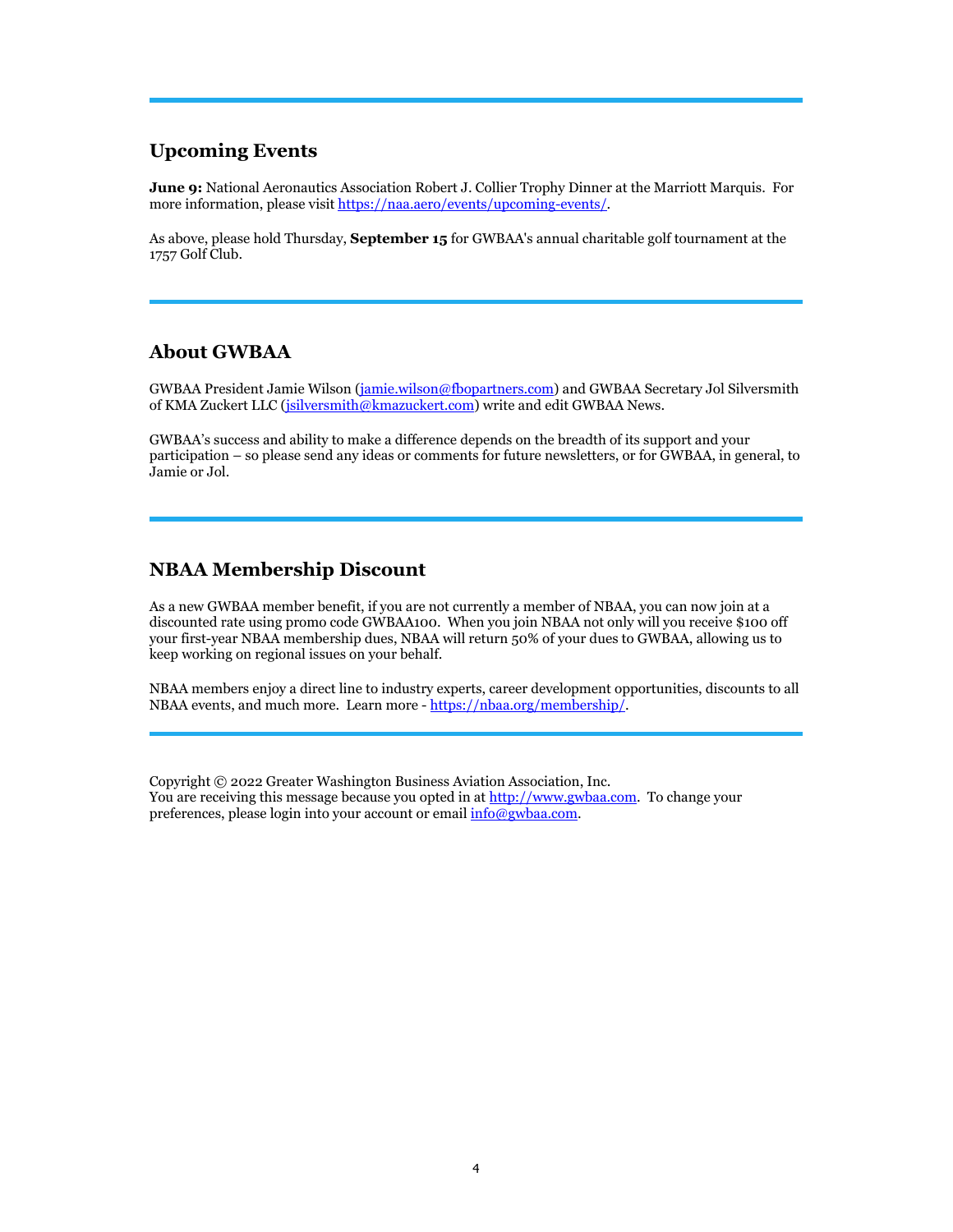## Upcoming Events

**June 9:** National Aeronautics Association Robert J. Collier Trophy Dinner at the Marriott Marquis. For more information, please visit https://naa.aero/events/upcoming-events/.

As above, please hold Thursday, **September 15** for GWBAA's annual charitable golf tournament at the 1757 Golf Club.

## About GWBAA

GWBAA President Jamie Wilson (jamie.wilson@fbopartners.com) and GWBAA Secretary Jol Silversmith of KMA Zuckert LLC (jsilversmith@kmazuckert.com) write and edit GWBAA News.

GWBAA's success and ability to make a difference depends on the breadth of its support and your participation – so please send any ideas or comments for future newsletters, or for GWBAA, in general, to Jamie or Jol.

## NBAA Membership Discount

As a new GWBAA member benefit, if you are not currently a member of NBAA, you can now join at a discounted rate using promo code GWBAA100. When you join NBAA not only will you receive $100 off your first-year NBAA membership dues, NBAA will return 50% of your dues to GWBAA, allowing us to keep working on regional issues on your behalf.

NBAA members enjoy a direct line to industry experts, career development opportunities, discounts to all NBAA events, and much more. Learn more - https://nbaa.org/membership/.

Copyright © 2022 Greater Washington Business Aviation Association, Inc.
You are receiving this message because you opted in at http://www.gwbaa.com. To change your preferences, please login into your account or email info@gwbaa.com.